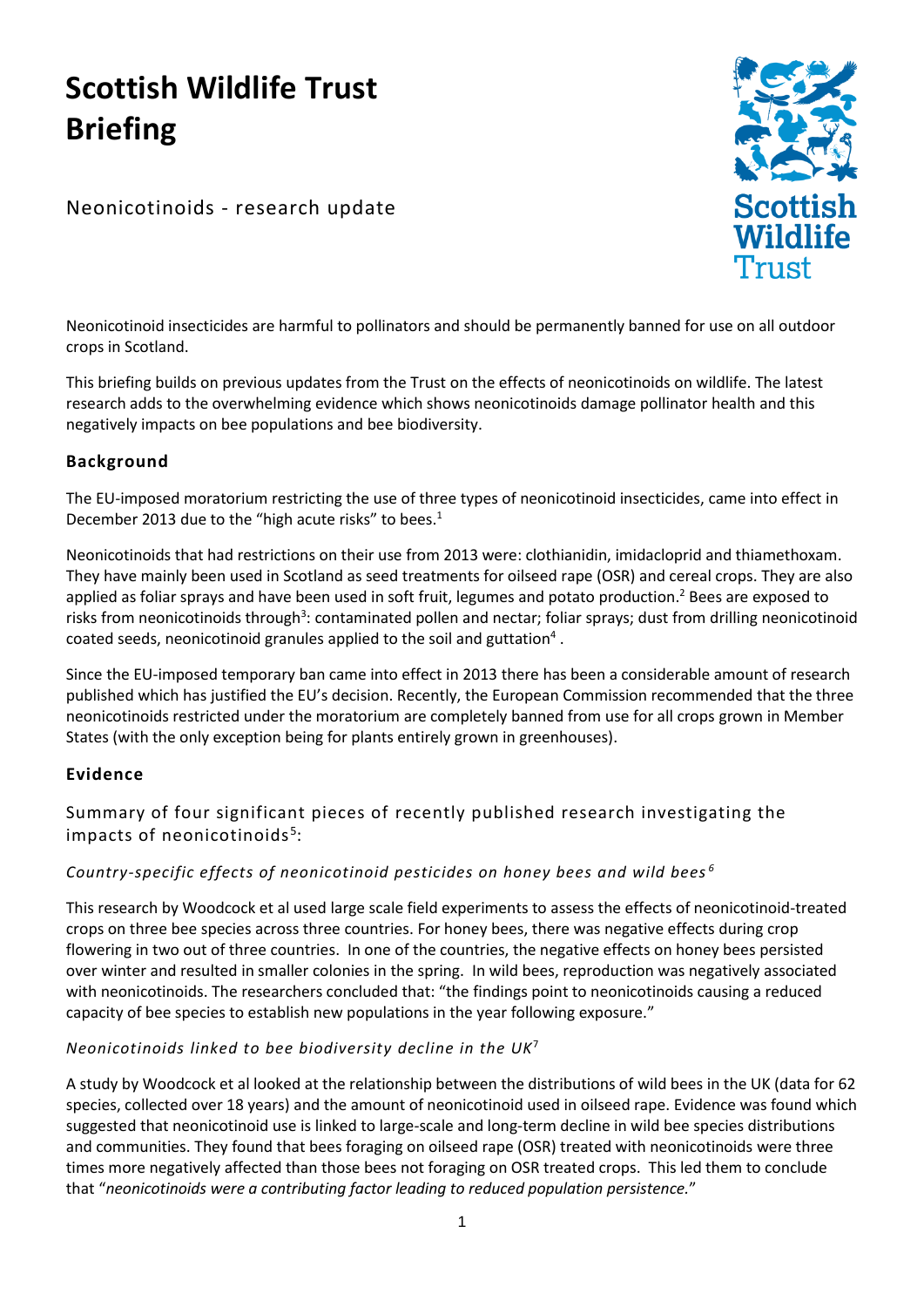# Scottish Wildlife Trust Briefing

Neonicotinoids - research update

Neonicotinoid insecticides are harmful to pollinators and should be permanently banned for use on all outdoor crops in Scotland.

This briefing builds on previous updates from the Trust on the effects of neonicotinoids on wildlife. The latest research adds to the overwhelming evidence which shows neonicotinoids damage pollinator health and this negatively impacts on bee populations and bee biodiversity.

## Background

The EU-imposed moratorium restricting the use of three types of neonicotinoid insecticides, came into effect in December 2013 due to the "high acute risks" to bees.[1]

Neonicotinoids that had restrictions on their use from 2013 were: clothianidin, imidacloprid and thiamethoxam. They have mainly been used in Scotland as seed treatments for oilseed rape (OSR) and cereal crops. They are also applied as foliar sprays and have been used in soft fruit, legumes and potato production.[2] Bees are exposed to risks from neonicotinoids through[3]: contaminated pollen and nectar; foliar sprays; dust from drilling neonicotinoid coated seeds, neonicotinoid granules applied to the soil and guttation[4].

Since the EU-imposed temporary ban came into effect in 2013 there has been a considerable amount of research published which has justified the EU's decision. Recently, the European Commission recommended that the three neonicotinoids restricted under the moratorium are completely banned from use for all crops grown in Member States (with the only exception being for plants entirely grown in greenhouses).

## Evidence

### Summary of four significant pieces of recently published research investigating the impacts of neonicotinoids[5]:

#### *Country-specific effects of neonicotinoid pesticides on honey bees and wild bees[6]*

This research by Woodcock et al used large scale field experiments to assess the effects of neonicotinoid-treated crops on three bee species across three countries. For honey bees, there was negative effects during crop flowering in two out of three countries. In one of the countries, the negative effects on honey bees persisted over winter and resulted in smaller colonies in the spring. In wild bees, reproduction was negatively associated with neonicotinoids. The researchers concluded that: "the findings point to neonicotinoids causing a reduced capacity of bee species to establish new populations in the year following exposure."

#### *Neonicotinoids linked to bee biodiversity decline in the UK[7]*

A study by Woodcock et al looked at the relationship between the distributions of wild bees in the UK (data for 62 species, collected over 18 years) and the amount of neonicotinoid used in oilseed rape. Evidence was found which suggested that neonicotinoid use is linked to large-scale and long-term decline in wild bee species distributions and communities. They found that bees foraging on oilseed rape (OSR) treated with neonicotinoids were three times more negatively affected than those bees not foraging on OSR treated crops. This led them to conclude that "*neonicotinoids were a contributing factor leading to reduced population persistence.*"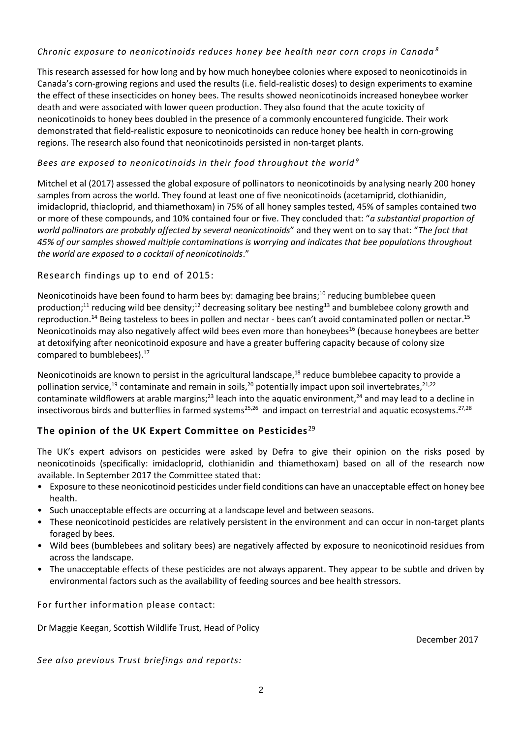*Chronic exposure to neonicotinoids reduces honey bee health near corn crops in Canada* [8]

This research assessed for how long and by how much honeybee colonies where exposed to neonicotinoids in Canada's corn-growing regions and used the results (i.e. field-realistic doses) to design experiments to examine the effect of these insecticides on honey bees. The results showed neonicotinoids increased honeybee worker death and were associated with lower queen production. They also found that the acute toxicity of neonicotinoids to honey bees doubled in the presence of a commonly encountered fungicide. Their work demonstrated that field-realistic exposure to neonicotinoids can reduce honey bee health in corn-growing regions. The research also found that neonicotinoids persisted in non-target plants.

*Bees are exposed to neonicotinoids in their food throughout the world* [9]

Mitchel et al (2017) assessed the global exposure of pollinators to neonicotinoids by analysing nearly 200 honey samples from across the world. They found at least one of five neonicotinoids (acetamiprid, clothianidin, imidacloprid, thiacloprid, and thiamethoxam) in 75% of all honey samples tested, 45% of samples contained two or more of these compounds, and 10% contained four or five. They concluded that: "*a substantial proportion of world pollinators are probably affected by several neonicotinoids*" and they went on to say that: "*The fact that 45% of our samples showed multiple contaminations is worrying and indicates that bee populations throughout the world are exposed to a cocktail of neonicotinoids*."

## Research findings up to end of 2015:

Neonicotinoids have been found to harm bees by: damaging bee brains;[10] reducing bumblebee queen production;[11] reducing wild bee density;[12] decreasing solitary bee nesting[13] and bumblebee colony growth and reproduction.[14] Being tasteless to bees in pollen and nectar - bees can't avoid contaminated pollen or nectar.[15] Neonicotinoids may also negatively affect wild bees even more than honeybees[16] (because honeybees are better at detoxifying after neonicotinoid exposure and have a greater buffering capacity because of colony size compared to bumblebees).[17]

Neonicotinoids are known to persist in the agricultural landscape,[18] reduce bumblebee capacity to provide a pollination service,[19] contaminate and remain in soils,[20] potentially impact upon soil invertebrates,[21,22] contaminate wildflowers at arable margins;[23] leach into the aquatic environment,[24] and may lead to a decline in insectivorous birds and butterflies in farmed systems[25,26] and impact on terrestrial and aquatic ecosystems.[27,28]

## The opinion of the UK Expert Committee on Pesticides[29]

The UK's expert advisors on pesticides were asked by Defra to give their opinion on the risks posed by neonicotinoids (specifically: imidacloprid, clothianidin and thiamethoxam) based on all of the research now available. In September 2017 the Committee stated that:

- Exposure to these neonicotinoid pesticides under field conditions can have an unacceptable effect on honey bee health.
- Such unacceptable effects are occurring at a landscape level and between seasons.
- These neonicotinoid pesticides are relatively persistent in the environment and can occur in non-target plants foraged by bees.
- Wild bees (bumblebees and solitary bees) are negatively affected by exposure to neonicotinoid residues from across the landscape.
- The unacceptable effects of these pesticides are not always apparent. They appear to be subtle and driven by environmental factors such as the availability of feeding sources and bee health stressors.

For further information please contact:

Dr Maggie Keegan, Scottish Wildlife Trust, Head of Policy

December 2017

*See also previous Trust briefings and reports:*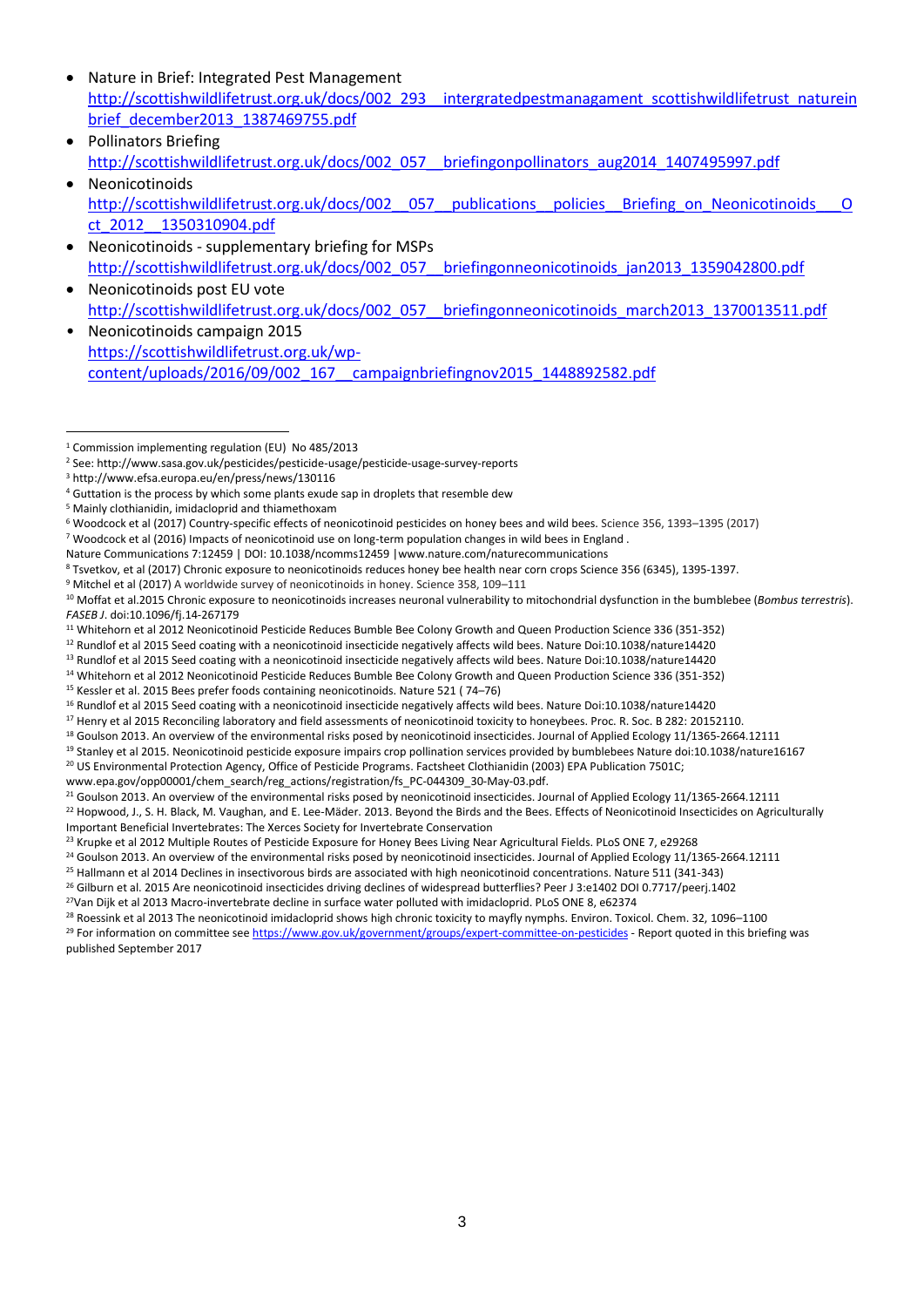- Nature in Brief: Integrated Pest Management
  http://scottishwildlifetrust.org.uk/docs/002_293__intergratedpestmanagament_scottishwildlifetrust_naturein brief_december2013_1387469755.pdf
- Pollinators Briefing
  http://scottishwildlifetrust.org.uk/docs/002_057__briefingonpollinators_aug2014_1407495997.pdf
- Neonicotinoids
  http://scottishwildlifetrust.org.uk/docs/002__057__publications__policies__Briefing_on_Neonicotinoids___Oct_2012__1350310904.pdf
- Neonicotinoids - supplementary briefing for MSPs
  http://scottishwildlifetrust.org.uk/docs/002_057__briefingonneonicotinoids_jan2013_1359042800.pdf
- Neonicotinoids post EU vote
  http://scottishwildlifetrust.org.uk/docs/002_057__briefingonneonicotinoids_march2013_1370013511.pdf
- Neonicotinoids campaign 2015
  https://scottishwildlifetrust.org.uk/wp-content/uploads/2016/09/002_167__campaignbriefingnov2015_1448892582.pdf

---

[1] Commission implementing regulation (EU) No 485/2013

[2] See: http://www.sasa.gov.uk/pesticides/pesticide-usage/pesticide-usage-survey-reports

[3] http://www.efsa.europa.eu/en/press/news/130116

[4] Guttation is the process by which some plants exude sap in droplets that resemble dew

[5] Mainly clothianidin, imidacloprid and thiamethoxam

[6] Woodcock et al (2017) Country-specific effects of neonicotinoid pesticides on honey bees and wild bees. Science 356, 1393–1395 (2017)

[7] Woodcock et al (2016) Impacts of neonicotinoid use on long-term population changes in wild bees in England . Nature Communications 7:12459 | DOI: 10.1038/ncomms12459 |www.nature.com/naturecommunications

[8] Tsvetkov, et al (2017) Chronic exposure to neonicotinoids reduces honey bee health near corn crops Science 356 (6345), 1395-1397.

[9] Mitchel et al (2017) A worldwide survey of neonicotinoids in honey. Science 358, 109–111

[10] Moffat et al.2015 Chronic exposure to neonicotinoids increases neuronal vulnerability to mitochondrial dysfunction in the bumblebee (*Bombus terrestris*). *FASEB J*. doi:10.1096/fj.14-267179

[11] Whitehorn et al 2012 Neonicotinoid Pesticide Reduces Bumble Bee Colony Growth and Queen Production Science 336 (351-352)

[12] Rundlof et al 2015 Seed coating with a neonicotinoid insecticide negatively affects wild bees. Nature Doi:10.1038/nature14420

[13] Rundlof et al 2015 Seed coating with a neonicotinoid insecticide negatively affects wild bees. Nature Doi:10.1038/nature14420

[14] Whitehorn et al 2012 Neonicotinoid Pesticide Reduces Bumble Bee Colony Growth and Queen Production Science 336 (351-352)

[15] Kessler et al. 2015 Bees prefer foods containing neonicotinoids. Nature 521 ( 74–76)

[16] Rundlof et al 2015 Seed coating with a neonicotinoid insecticide negatively affects wild bees. Nature Doi:10.1038/nature14420

[17] Henry et al 2015 Reconciling laboratory and field assessments of neonicotinoid toxicity to honeybees. Proc. R. Soc. B 282: 20152110.

[18] Goulson 2013. An overview of the environmental risks posed by neonicotinoid insecticides. Journal of Applied Ecology 11/1365-2664.12111

[19] Stanley et al 2015. Neonicotinoid pesticide exposure impairs crop pollination services provided by bumblebees Nature doi:10.1038/nature16167

[20] US Environmental Protection Agency, Office of Pesticide Programs. Factsheet Clothianidin (2003) EPA Publication 7501C; www.epa.gov/opp00001/chem_search/reg_actions/registration/fs_PC-044309_30-May-03.pdf.

[21] Goulson 2013. An overview of the environmental risks posed by neonicotinoid insecticides. Journal of Applied Ecology 11/1365-2664.12111

[22] Hopwood, J., S. H. Black, M. Vaughan, and E. Lee-Mäder. 2013. Beyond the Birds and the Bees. Effects of Neonicotinoid Insecticides on Agriculturally Important Beneficial Invertebrates: The Xerces Society for Invertebrate Conservation

[23] Krupke et al 2012 Multiple Routes of Pesticide Exposure for Honey Bees Living Near Agricultural Fields. PLoS ONE 7, e29268

[24] Goulson 2013. An overview of the environmental risks posed by neonicotinoid insecticides. Journal of Applied Ecology 11/1365-2664.12111

[25] Hallmann et al 2014 Declines in insectivorous birds are associated with high neonicotinoid concentrations. Nature 511 (341-343)

[26] Gilburn et al. 2015 Are neonicotinoid insecticides driving declines of widespread butterflies? Peer J 3:e1402 DOI 0.7717/peerj.1402

[27] Van Dijk et al 2013 Macro-invertebrate decline in surface water polluted with imidacloprid. PLoS ONE 8, e62374

[28] Roessink et al 2013 The neonicotinoid imidacloprid shows high chronic toxicity to mayfly nymphs. Environ. Toxicol. Chem. 32, 1096–1100

[29] For information on committee see https://www.gov.uk/government/groups/expert-committee-on-pesticides - Report quoted in this briefing was published September 2017